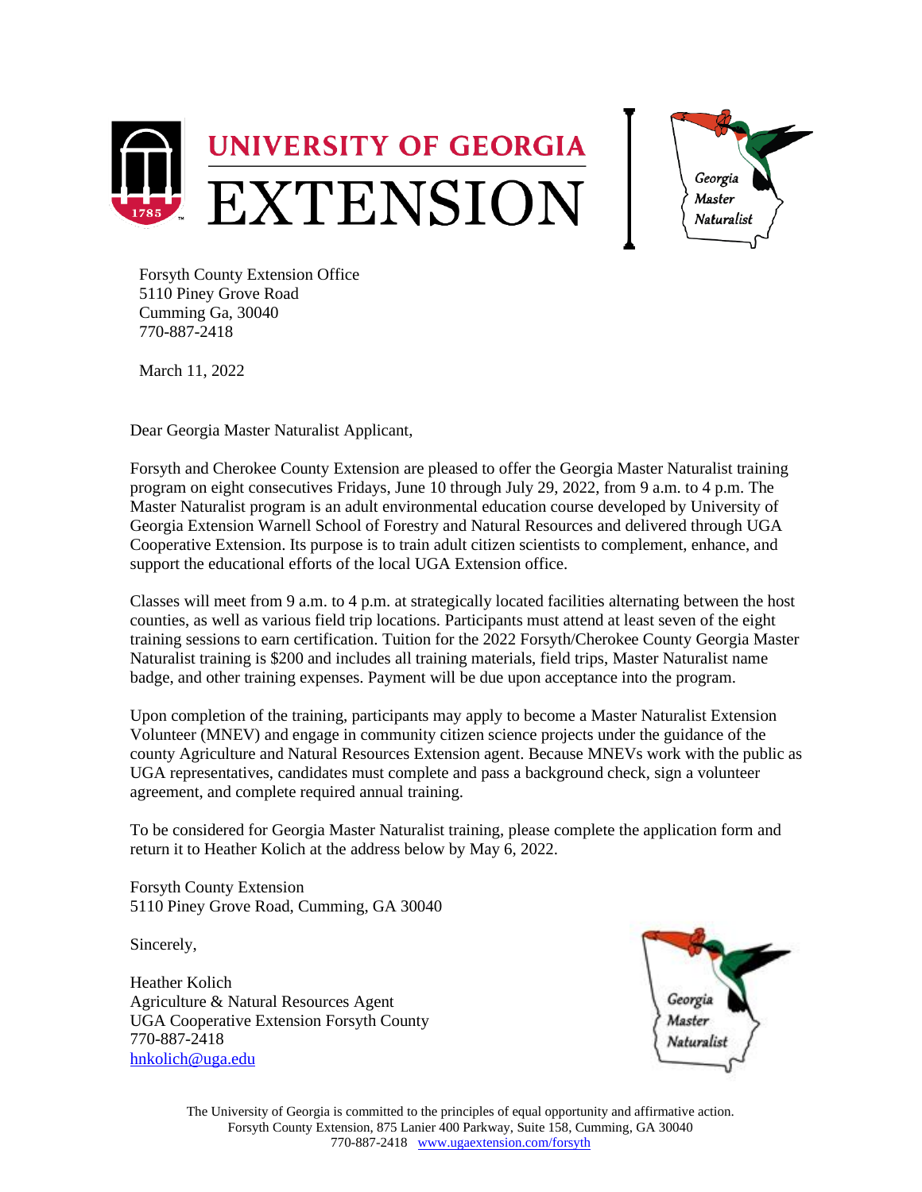Forsyth County Extension Office
5110 Piney Grove Road
Cumming Ga, 30040
770-887-2418

March 11, 2022

Dear Georgia Master Naturalist Applicant,

Forsyth and Cherokee County Extension are pleased to offer the Georgia Master Naturalist training program on eight consecutives Fridays, June 10 through July 29, 2022, from 9 a.m. to 4 p.m. The Master Naturalist program is an adult environmental education course developed by University of Georgia Extension Warnell School of Forestry and Natural Resources and delivered through UGA Cooperative Extension. Its purpose is to train adult citizen scientists to complement, enhance, and support the educational efforts of the local UGA Extension office.

Classes will meet from 9 a.m. to 4 p.m. at strategically located facilities alternating between the host counties, as well as various field trip locations. Participants must attend at least seven of the eight training sessions to earn certification. Tuition for the 2022 Forsyth/Cherokee County Georgia Master Naturalist training is $200 and includes all training materials, field trips, Master Naturalist name badge, and other training expenses. Payment will be due upon acceptance into the program.

Upon completion of the training, participants may apply to become a Master Naturalist Extension Volunteer (MNEV) and engage in community citizen science projects under the guidance of the county Agriculture and Natural Resources Extension agent. Because MNEVs work with the public as UGA representatives, candidates must complete and pass a background check, sign a volunteer agreement, and complete required annual training.

To be considered for Georgia Master Naturalist training, please complete the application form and return it to Heather Kolich at the address below by May 6, 2022.

Forsyth County Extension
5110 Piney Grove Road, Cumming, GA 30040

Sincerely,

Heather Kolich
Agriculture & Natural Resources Agent
UGA Cooperative Extension Forsyth County
770-887-2418
hnkolich@uga.edu

The University of Georgia is committed to the principles of equal opportunity and affirmative action.
Forsyth County Extension, 875 Lanier 400 Parkway, Suite 158, Cumming, GA 30040
770-887-2418 www.ugaextension.com/forsyth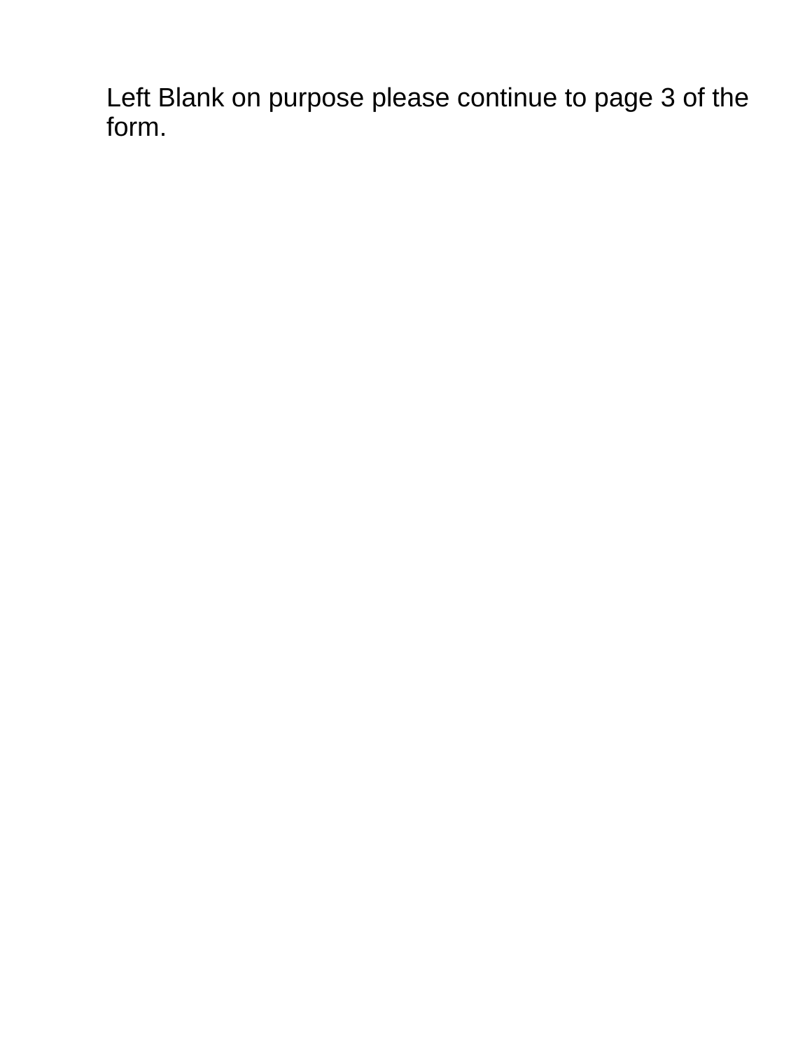Left Blank on purpose please continue to page 3 of the form.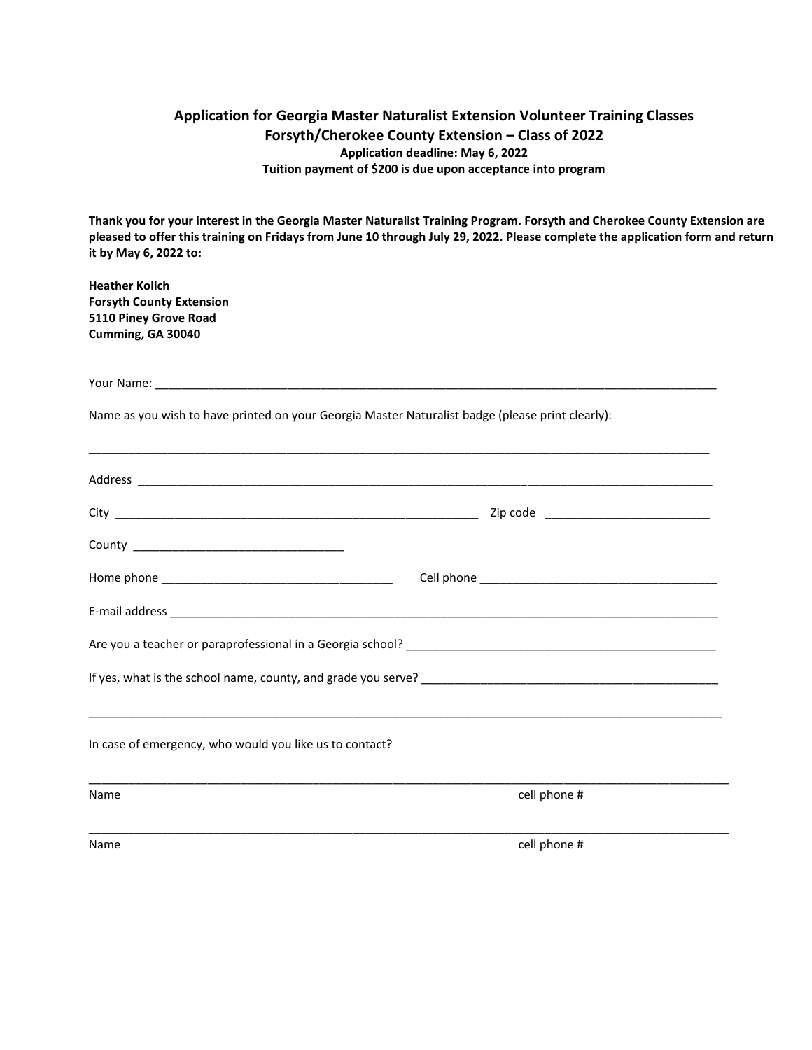## Application for Georgia Master Naturalist Extension Volunteer Training Classes
## Forsyth/Cherokee County Extension – Class of 2022

**Application deadline: May 6, 2022**

**Tuition payment of $200 is due upon acceptance into program**

**Thank you for your interest in the Georgia Master Naturalist Training Program. Forsyth and Cherokee County Extension are pleased to offer this training on Fridays from June 10 through July 29, 2022. Please complete the application form and return it by May 6, 2022 to:**

**Heather Kolich**
**Forsyth County Extension**
**5110 Piney Grove Road**
**Cumming, GA 30040**

Your Name: ____________________________________________________________________________________

Name as you wish to have printed on your Georgia Master Naturalist badge (please print clearly):

______________________________________________________________________________________________

Address ______________________________________________________________________________________

City ________________________________________________________ Zip code _________________________

County ________________________________

Home phone ___________________________________ Cell phone ____________________________________

E-mail address _________________________________________________________________________________

Are you a teacher or paraprofessional in a Georgia school? _______________________________________________

If yes, what is the school name, county, and grade you serve? _____________________________________________

______________________________________________________________________________________________

In case of emergency, who would you like us to contact?

______________________________________________________________________________________________

Name cell phone #

______________________________________________________________________________________________

Name cell phone #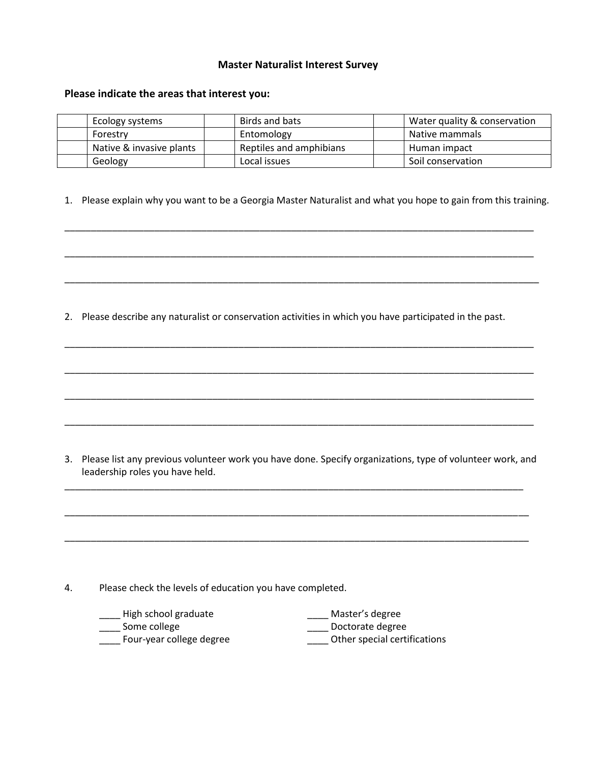**Master Naturalist Interest Survey**

**Please indicate the areas that interest you:**

| | | | | | |
|---|---|---|---|---|---|
| | Ecology systems | | Birds and bats | | Water quality & conservation |
| | Forestry | | Entomology | | Native mammals |
| | Native & invasive plants | | Reptiles and amphibians | | Human impact |
| | Geology | | Local issues | | Soil conservation |

1. Please explain why you want to be a Georgia Master Naturalist and what you hope to gain from this training.

_____________________________________________________________________________________

_____________________________________________________________________________________

_____________________________________________________________________________________

2. Please describe any naturalist or conservation activities in which you have participated in the past.

_____________________________________________________________________________________

_____________________________________________________________________________________

_____________________________________________________________________________________

_____________________________________________________________________________________

3. Please list any previous volunteer work you have done. Specify organizations, type of volunteer work, and leadership roles you have held.

_____________________________________________________________________________________

_____________________________________________________________________________________

_____________________________________________________________________________________

4. Please check the levels of education you have completed.

____ High school graduate
____ Some college
____ Four-year college degree
____ Master's degree
____ Doctorate degree
____ Other special certifications